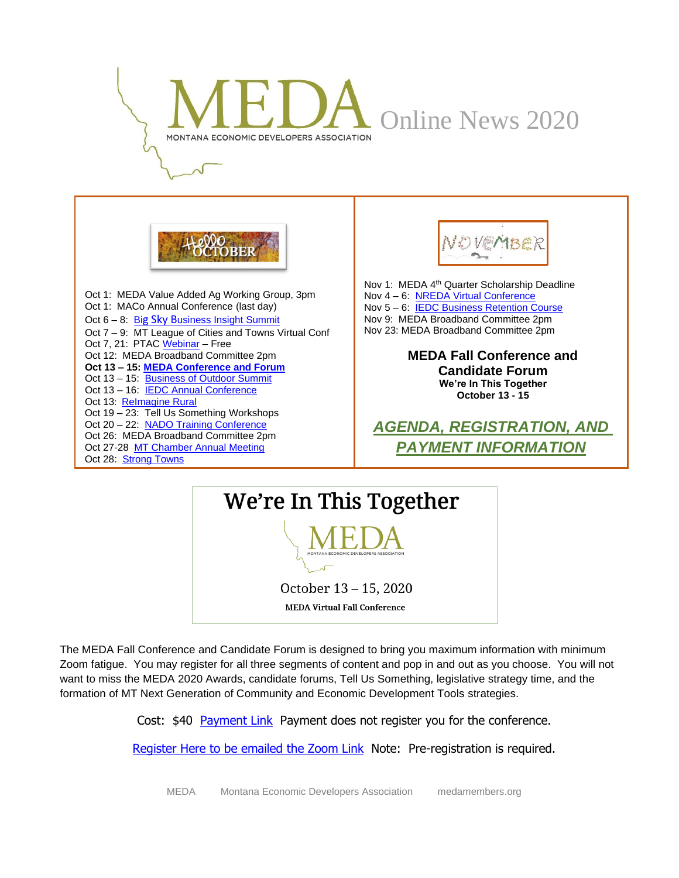# MEDA Online News 2020

MONTANA ECONOMIC DEVELOPERS ASSOCIATION

Hello OCTOBER

Oct 1: MEDA Value Added Ag Working Group, 3pm
Oct 1: MACo Annual Conference (last day)
Oct 6 – 8: Big Sky Business Insight Summit
Oct 7 – 9: MT League of Cities and Towns Virtual Conf
Oct 7, 21: PTAC Webinar – Free
Oct 12: MEDA Broadband Committee 2pm
**Oct 13 – 15: MEDA Conference and Forum**
Oct 13 – 15: Business of Outdoor Summit
Oct 13 – 16: IEDC Annual Conference
Oct 13: ReImagine Rural
Oct 19 – 23: Tell Us Something Workshops
Oct 20 – 22: NADO Training Conference
Oct 26: MEDA Broadband Committee 2pm
Oct 27-28 MT Chamber Annual Meeting
Oct 28: Strong Towns

NOVEMBER

Nov 1: MEDA 4th Quarter Scholarship Deadline
Nov 4 – 6: NREDA Virtual Conference
Nov 5 – 6: IEDC Business Retention Course
Nov 9: MEDA Broadband Committee 2pm
Nov 23: MEDA Broadband Committee 2pm

**MEDA Fall Conference and Candidate Forum**
**We're In This Together**
**October 13 - 15**

***AGENDA, REGISTRATION, AND PAYMENT INFORMATION***

## We're In This Together

MEDA
MONTANA ECONOMIC DEVELOPERS ASSOCIATION

October 13 – 15, 2020

**MEDA Virtual Fall Conference**

The MEDA Fall Conference and Candidate Forum is designed to bring you maximum information with minimum Zoom fatigue. You may register for all three segments of content and pop in and out as you choose. You will not want to miss the MEDA 2020 Awards, candidate forums, Tell Us Something, legislative strategy time, and the formation of MT Next Generation of Community and Economic Development Tools strategies.

Cost: $40 Payment Link Payment does not register you for the conference.

Register Here to be emailed the Zoom Link Note: Pre-registration is required.

MEDA Montana Economic Developers Association medamembers.org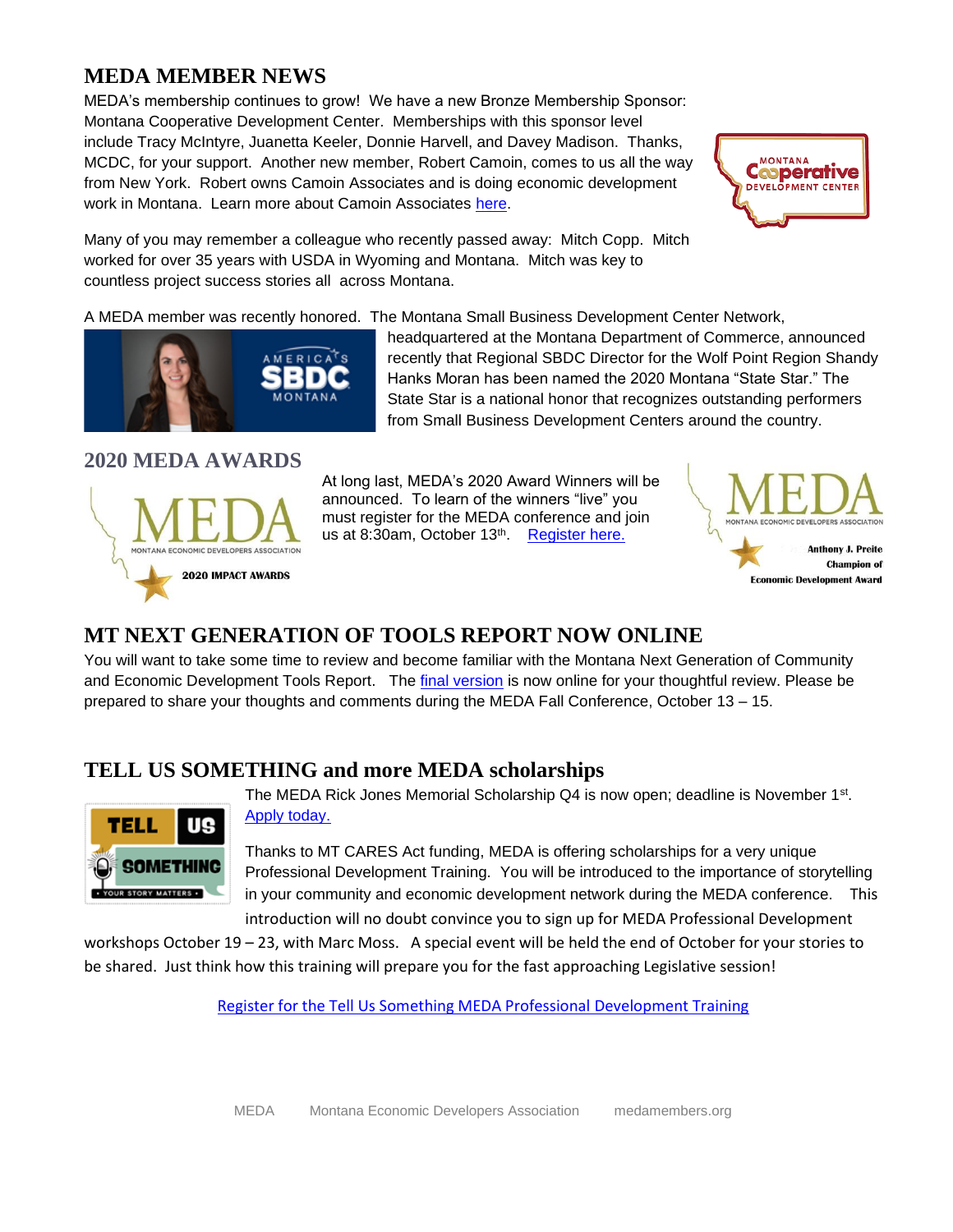## MEDA MEMBER NEWS

MEDA's membership continues to grow! We have a new Bronze Membership Sponsor: Montana Cooperative Development Center. Memberships with this sponsor level include Tracy McIntyre, Juanetta Keeler, Donnie Harvell, and Davey Madison. Thanks, MCDC, for your support. Another new member, Robert Camoin, comes to us all the way from New York. Robert owns Camoin Associates and is doing economic development work in Montana. Learn more about Camoin Associates here.

Many of you may remember a colleague who recently passed away: Mitch Copp. Mitch worked for over 35 years with USDA in Wyoming and Montana. Mitch was key to countless project success stories all across Montana.

A MEDA member was recently honored. The Montana Small Business Development Center Network, headquartered at the Montana Department of Commerce, announced recently that Regional SBDC Director for the Wolf Point Region Shandy Hanks Moran has been named the 2020 Montana "State Star." The State Star is a national honor that recognizes outstanding performers from Small Business Development Centers around the country.

## 2020 MEDA AWARDS

At long last, MEDA's 2020 Award Winners will be announced. To learn of the winners "live" you must register for the MEDA conference and join us at 8:30am, October 13th. Register here.

## MT NEXT GENERATION OF TOOLS REPORT NOW ONLINE

You will want to take some time to review and become familiar with the Montana Next Generation of Community and Economic Development Tools Report. The final version is now online for your thoughtful review. Please be prepared to share your thoughts and comments during the MEDA Fall Conference, October 13 – 15.

## TELL US SOMETHING and more MEDA scholarships

The MEDA Rick Jones Memorial Scholarship Q4 is now open; deadline is November 1st. Apply today.

Thanks to MT CARES Act funding, MEDA is offering scholarships for a very unique Professional Development Training. You will be introduced to the importance of storytelling in your community and economic development network during the MEDA conference. This introduction will no doubt convince you to sign up for MEDA Professional Development workshops October 19 – 23, with Marc Moss. A special event will be held the end of October for your stories to be shared. Just think how this training will prepare you for the fast approaching Legislative session!

Register for the Tell Us Something MEDA Professional Development Training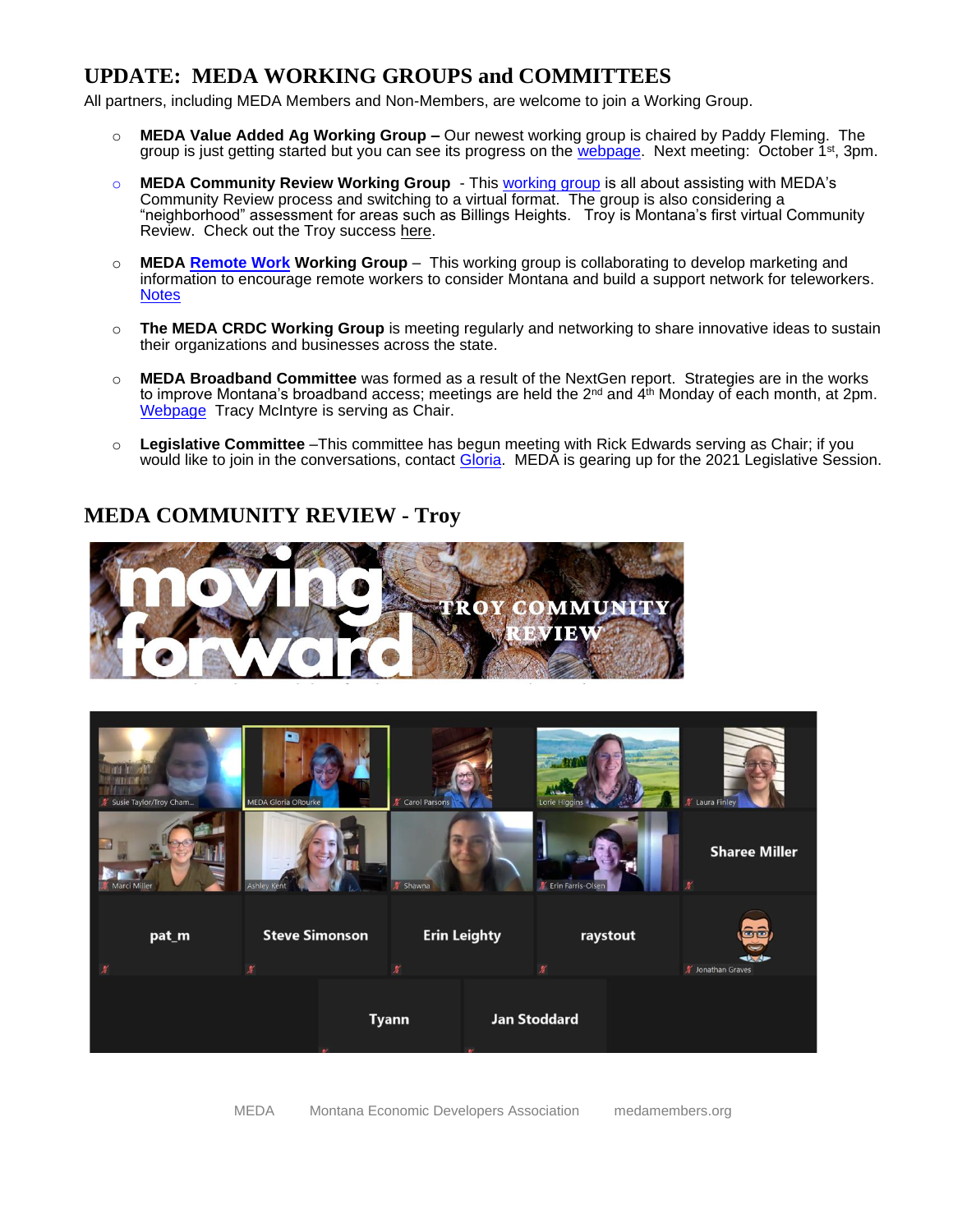## UPDATE: MEDA WORKING GROUPS and COMMITTEES

All partners, including MEDA Members and Non-Members, are welcome to join a Working Group.

- **MEDA Value Added Ag Working Group –** Our newest working group is chaired by Paddy Fleming. The group is just getting started but you can see its progress on the webpage. Next meeting: October 1st, 3pm.
- **MEDA Community Review Working Group** - This working group is all about assisting with MEDA's Community Review process and switching to a virtual format. The group is also considering a "neighborhood" assessment for areas such as Billings Heights. Troy is Montana's first virtual Community Review. Check out the Troy success here.
- **MEDA Remote Work Working Group** – This working group is collaborating to develop marketing and information to encourage remote workers to consider Montana and build a support network for teleworkers. Notes
- **The MEDA CRDC Working Group** is meeting regularly and networking to share innovative ideas to sustain their organizations and businesses across the state.
- **MEDA Broadband Committee** was formed as a result of the NextGen report. Strategies are in the works to improve Montana's broadband access; meetings are held the 2nd and 4th Monday of each month, at 2pm. Webpage Tracy McIntyre is serving as Chair.
- **Legislative Committee** –This committee has begun meeting with Rick Edwards serving as Chair; if you would like to join in the conversations, contact Gloria. MEDA is gearing up for the 2021 Legislative Session.

## MEDA COMMUNITY REVIEW - Troy

moving forward

TROY COMMUNITY REVIEW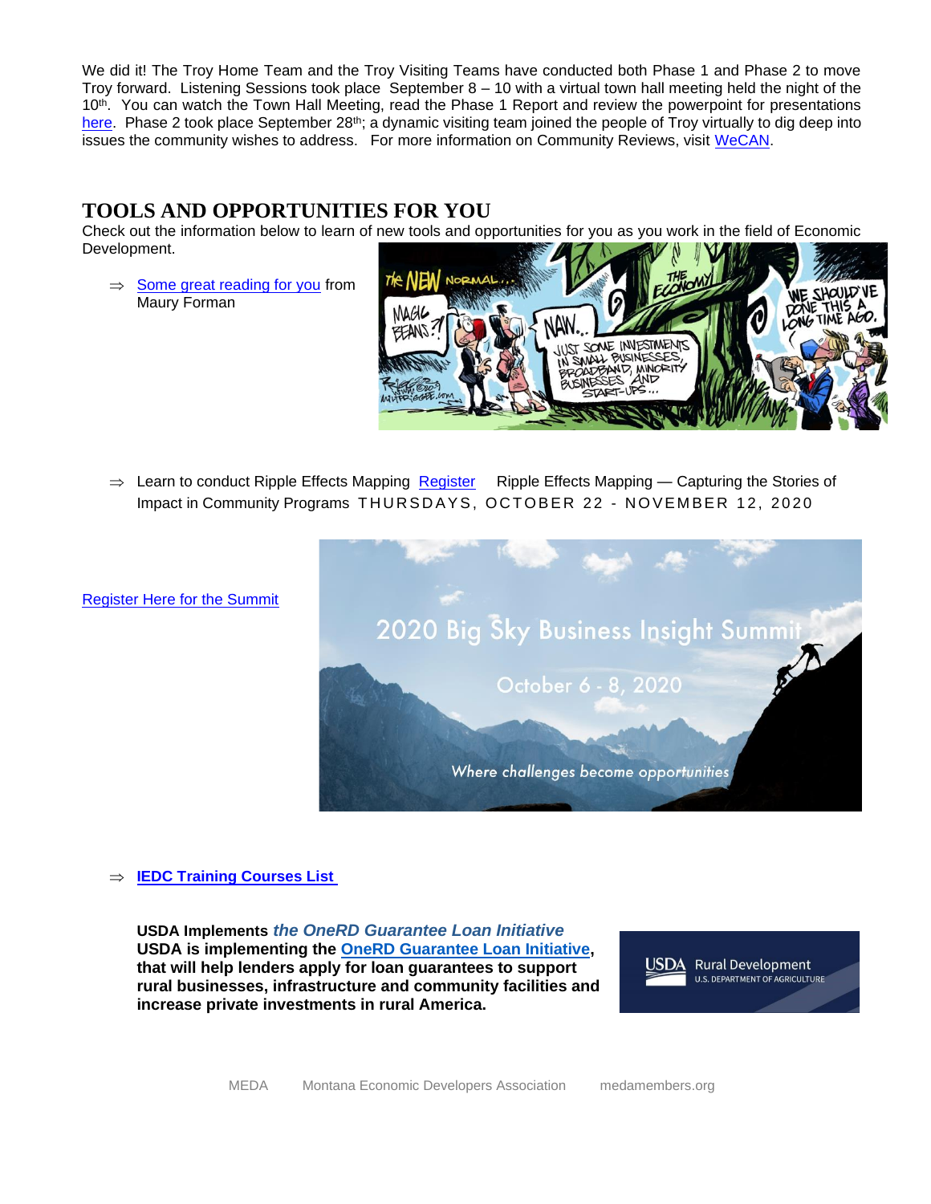We did it! The Troy Home Team and the Troy Visiting Teams have conducted both Phase 1 and Phase 2 to move Troy forward. Listening Sessions took place September 8 – 10 with a virtual town hall meeting held the night of the 10th. You can watch the Town Hall Meeting, read the Phase 1 Report and review the powerpoint for presentations here. Phase 2 took place September 28th; a dynamic visiting team joined the people of Troy virtually to dig deep into issues the community wishes to address. For more information on Community Reviews, visit WeCAN.

## TOOLS AND OPPORTUNITIES FOR YOU

Check out the information below to learn of new tools and opportunities for you as you work in the field of Economic Development.

- Some great reading for you from Maury Forman

- Learn to conduct Ripple Effects Mapping Register Ripple Effects Mapping — Capturing the Stories of Impact in Community Programs THURSDAYS, OCTOBER 22 - NOVEMBER 12, 2020

Register Here for the Summit

2020 Big Sky Business Insight Summit

October 6 - 8, 2020

*Where challenges become opportunities*

- **IEDC Training Courses List**

**USDA Implements *the OneRD Guarantee Loan Initiative***
**USDA is implementing the OneRD Guarantee Loan Initiative, that will help lenders apply for loan guarantees to support rural businesses, infrastructure and community facilities and increase private investments in rural America.**

USDA Rural Development
U.S. DEPARTMENT OF AGRICULTURE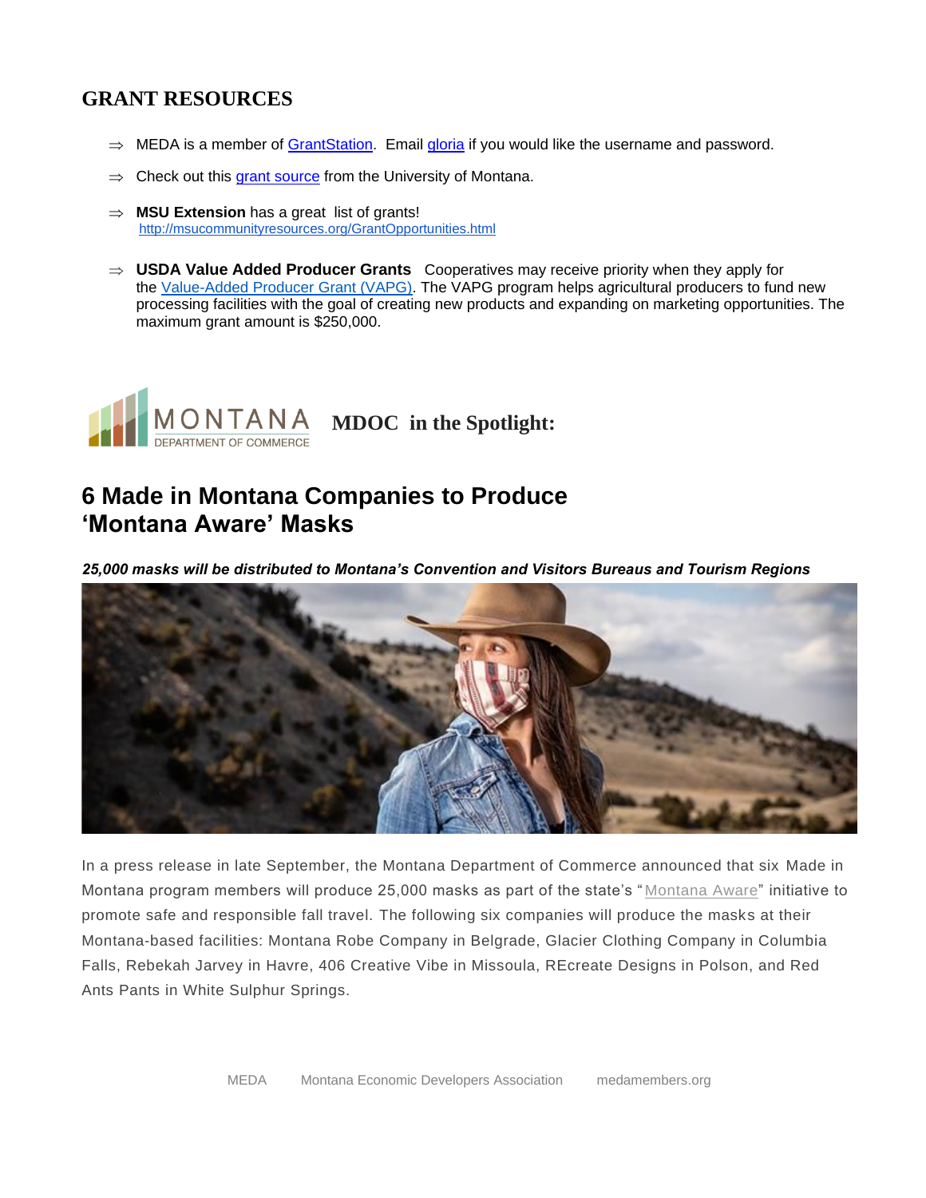## GRANT RESOURCES

⇒ MEDA is a member of GrantStation. Email gloria if you would like the username and password.

⇒ Check out this grant source from the University of Montana.

⇒ **MSU Extension** has a great list of grants!
http://msucommunityresources.org/GrantOpportunities.html

⇒ **USDA Value Added Producer Grants** Cooperatives may receive priority when they apply for the Value-Added Producer Grant (VAPG). The VAPG program helps agricultural producers to fund new processing facilities with the goal of creating new products and expanding on marketing opportunities. The maximum grant amount is $250,000.

MONTANA DEPARTMENT OF COMMERCE **MDOC in the Spotlight:**

## 6 Made in Montana Companies to Produce 'Montana Aware' Masks

***25,000 masks will be distributed to Montana's Convention and Visitors Bureaus and Tourism Regions***

In a press release in late September, the Montana Department of Commerce announced that six Made in Montana program members will produce 25,000 masks as part of the state's "Montana Aware" initiative to promote safe and responsible fall travel. The following six companies will produce the masks at their Montana-based facilities: Montana Robe Company in Belgrade, Glacier Clothing Company in Columbia Falls, Rebekah Jarvey in Havre, 406 Creative Vibe in Missoula, REcreate Designs in Polson, and Red Ants Pants in White Sulphur Springs.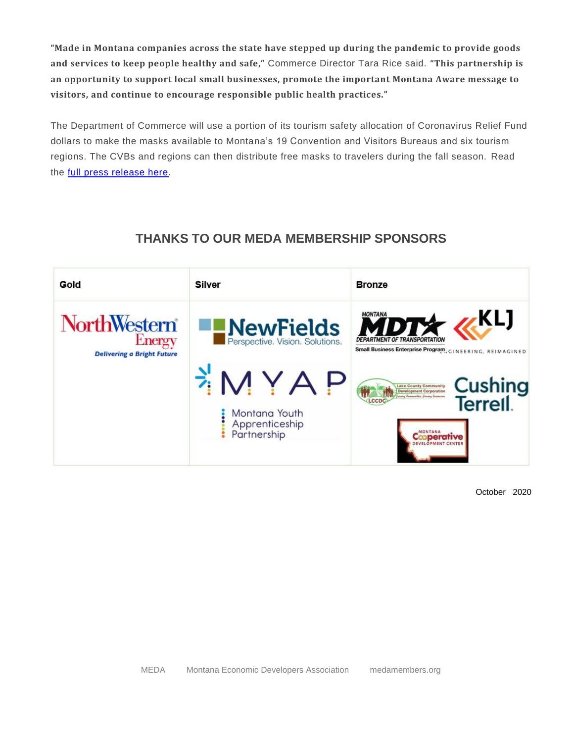**"Made in Montana companies across the state have stepped up during the pandemic to provide goods and services to keep people healthy and safe,"** Commerce Director Tara Rice said. **"This partnership is an opportunity to support local small businesses, promote the important Montana Aware message to visitors, and continue to encourage responsible public health practices."**

The Department of Commerce will use a portion of its tourism safety allocation of Coronavirus Relief Fund dollars to make the masks available to Montana's 19 Convention and Visitors Bureaus and six tourism regions. The CVBs and regions can then distribute free masks to travelers during the fall season. Read the full press release here.

## THANKS TO OUR MEDA MEMBERSHIP SPONSORS

| Gold | Silver | Bronze |
|---|---|---|
| NorthWestern Energy — Delivering a Bright Future | NewFields — Perspective. Vision. Solutions.<br>MYAP — Montana Youth Apprenticeship Partnership | Montana MDT Department of Transportation Small Business Enterprise Program<br>KLJ — Engineering, Reimagined<br>Lake County Community Development Corporation (LCCDC)<br>Cushing Terrell<br>Montana Cooperative Development Center |

October 2020

MEDA Montana Economic Developers Association medamembers.org